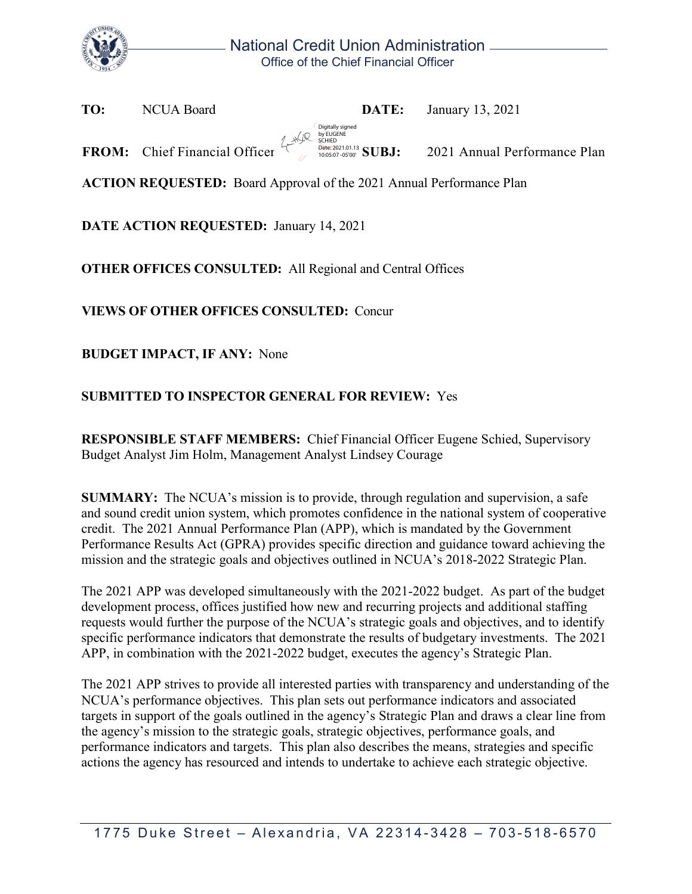# National Credit Union Administration
Office of the Chief Financial Officer

**TO:** NCUA Board **DATE:** January 13, 2021

**FROM:** Chief Financial Officer Digitally signed by EUGENE SCHIED Date: 2021.01.13 10:05:07 -05'00' **SUBJ:** 2021 Annual Performance Plan

**ACTION REQUESTED:** Board Approval of the 2021 Annual Performance Plan

**DATE ACTION REQUESTED:** January 14, 2021

**OTHER OFFICES CONSULTED:** All Regional and Central Offices

**VIEWS OF OTHER OFFICES CONSULTED:** Concur

**BUDGET IMPACT, IF ANY:** None

**SUBMITTED TO INSPECTOR GENERAL FOR REVIEW:** Yes

**RESPONSIBLE STAFF MEMBERS:** Chief Financial Officer Eugene Schied, Supervisory Budget Analyst Jim Holm, Management Analyst Lindsey Courage

**SUMMARY:** The NCUA's mission is to provide, through regulation and supervision, a safe and sound credit union system, which promotes confidence in the national system of cooperative credit. The 2021 Annual Performance Plan (APP), which is mandated by the Government Performance Results Act (GPRA) provides specific direction and guidance toward achieving the mission and the strategic goals and objectives outlined in NCUA's 2018-2022 Strategic Plan.

The 2021 APP was developed simultaneously with the 2021-2022 budget. As part of the budget development process, offices justified how new and recurring projects and additional staffing requests would further the purpose of the NCUA's strategic goals and objectives, and to identify specific performance indicators that demonstrate the results of budgetary investments. The 2021 APP, in combination with the 2021-2022 budget, executes the agency's Strategic Plan.

The 2021 APP strives to provide all interested parties with transparency and understanding of the NCUA's performance objectives. This plan sets out performance indicators and associated targets in support of the goals outlined in the agency's Strategic Plan and draws a clear line from the agency's mission to the strategic goals, strategic objectives, performance goals, and performance indicators and targets. This plan also describes the means, strategies and specific actions the agency has resourced and intends to undertake to achieve each strategic objective.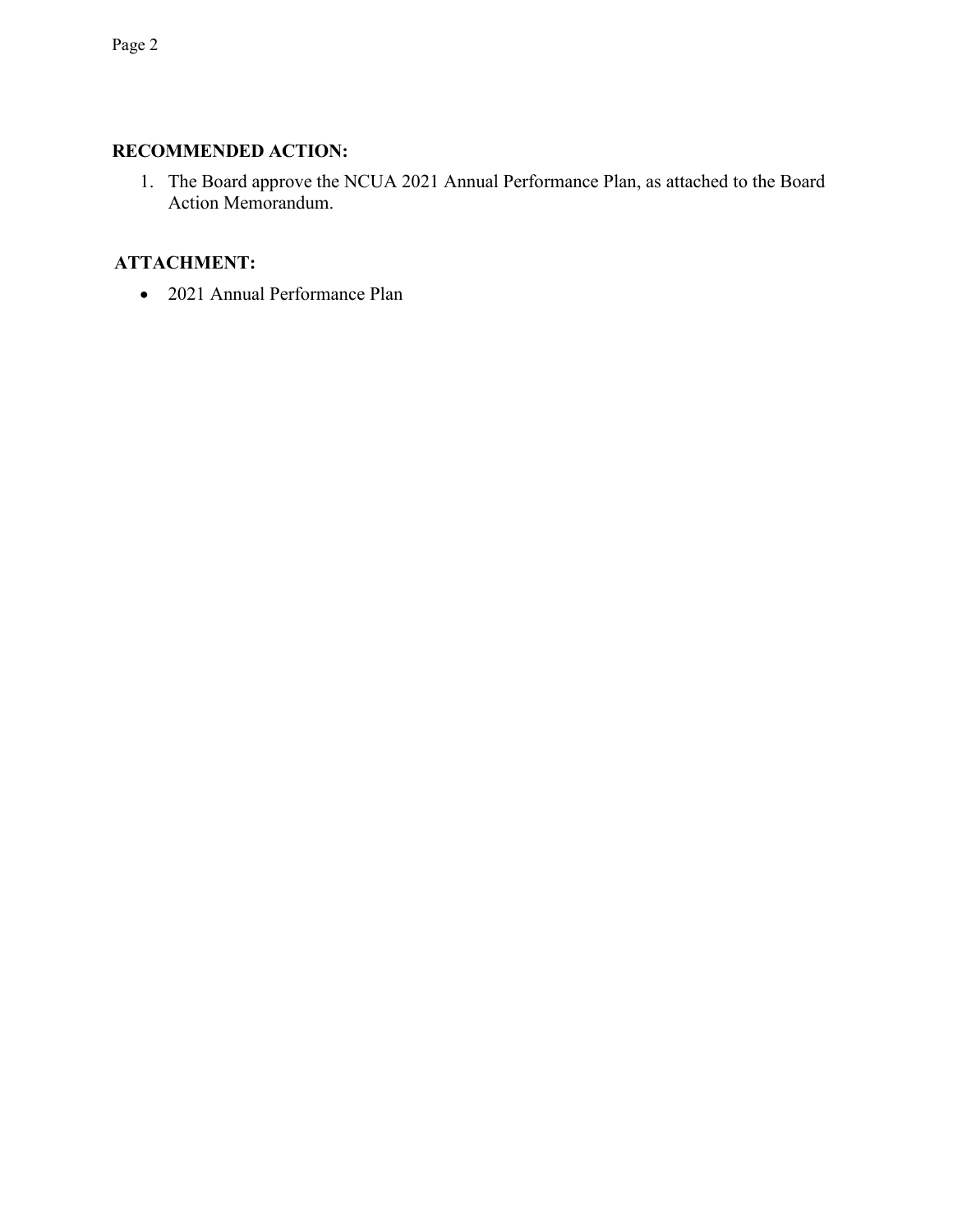**RECOMMENDED ACTION:**

1. The Board approve the NCUA 2021 Annual Performance Plan, as attached to the Board Action Memorandum.

**ATTACHMENT:**

- 2021 Annual Performance Plan